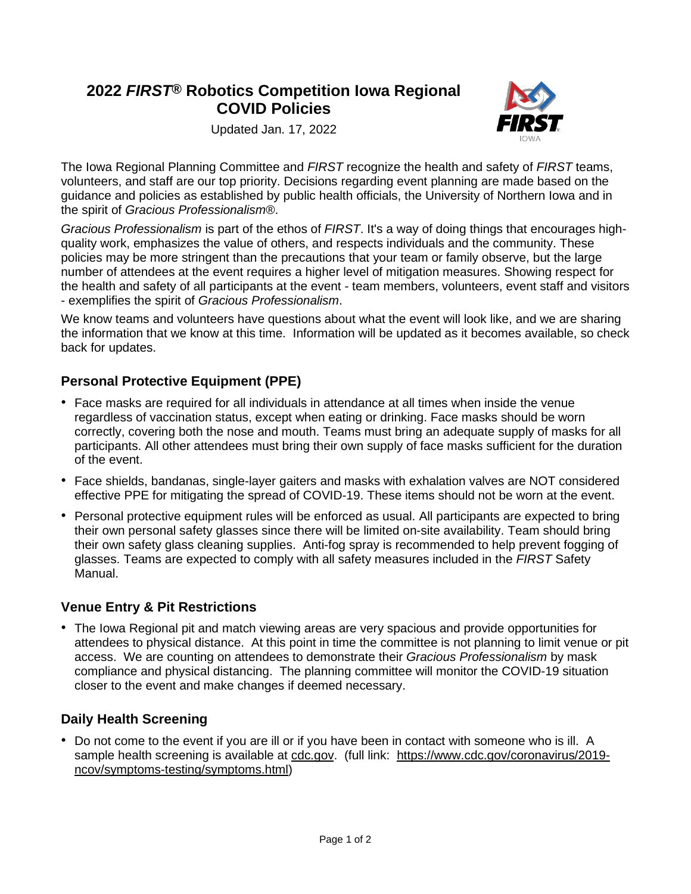# 2022 *FIRST*® Robotics Competition Iowa Regional COVID Policies

Updated Jan. 17, 2022

The Iowa Regional Planning Committee and *FIRST* recognize the health and safety of *FIRST* teams, volunteers, and staff are our top priority. Decisions regarding event planning are made based on the guidance and policies as established by public health officials, the University of Northern Iowa and in the spirit of *Gracious Professionalism®*.

*Gracious Professionalism* is part of the ethos of *FIRST*. It's a way of doing things that encourages high-quality work, emphasizes the value of others, and respects individuals and the community. These policies may be more stringent than the precautions that your team or family observe, but the large number of attendees at the event requires a higher level of mitigation measures. Showing respect for the health and safety of all participants at the event - team members, volunteers, event staff and visitors - exemplifies the spirit of *Gracious Professionalism*.

We know teams and volunteers have questions about what the event will look like, and we are sharing the information that we know at this time. Information will be updated as it becomes available, so check back for updates.

## Personal Protective Equipment (PPE)

- Face masks are required for all individuals in attendance at all times when inside the venue regardless of vaccination status, except when eating or drinking. Face masks should be worn correctly, covering both the nose and mouth. Teams must bring an adequate supply of masks for all participants. All other attendees must bring their own supply of face masks sufficient for the duration of the event.
- Face shields, bandanas, single-layer gaiters and masks with exhalation valves are NOT considered effective PPE for mitigating the spread of COVID-19. These items should not be worn at the event.
- Personal protective equipment rules will be enforced as usual. All participants are expected to bring their own personal safety glasses since there will be limited on-site availability. Team should bring their own safety glass cleaning supplies. Anti-fog spray is recommended to help prevent fogging of glasses. Teams are expected to comply with all safety measures included in the *FIRST* Safety Manual.

## Venue Entry & Pit Restrictions

- The Iowa Regional pit and match viewing areas are very spacious and provide opportunities for attendees to physical distance. At this point in time the committee is not planning to limit venue or pit access. We are counting on attendees to demonstrate their *Gracious Professionalism* by mask compliance and physical distancing. The planning committee will monitor the COVID-19 situation closer to the event and make changes if deemed necessary.

## Daily Health Screening

- Do not come to the event if you are ill or if you have been in contact with someone who is ill. A sample health screening is available at cdc.gov. (full link: https://www.cdc.gov/coronavirus/2019-ncov/symptoms-testing/symptoms.html)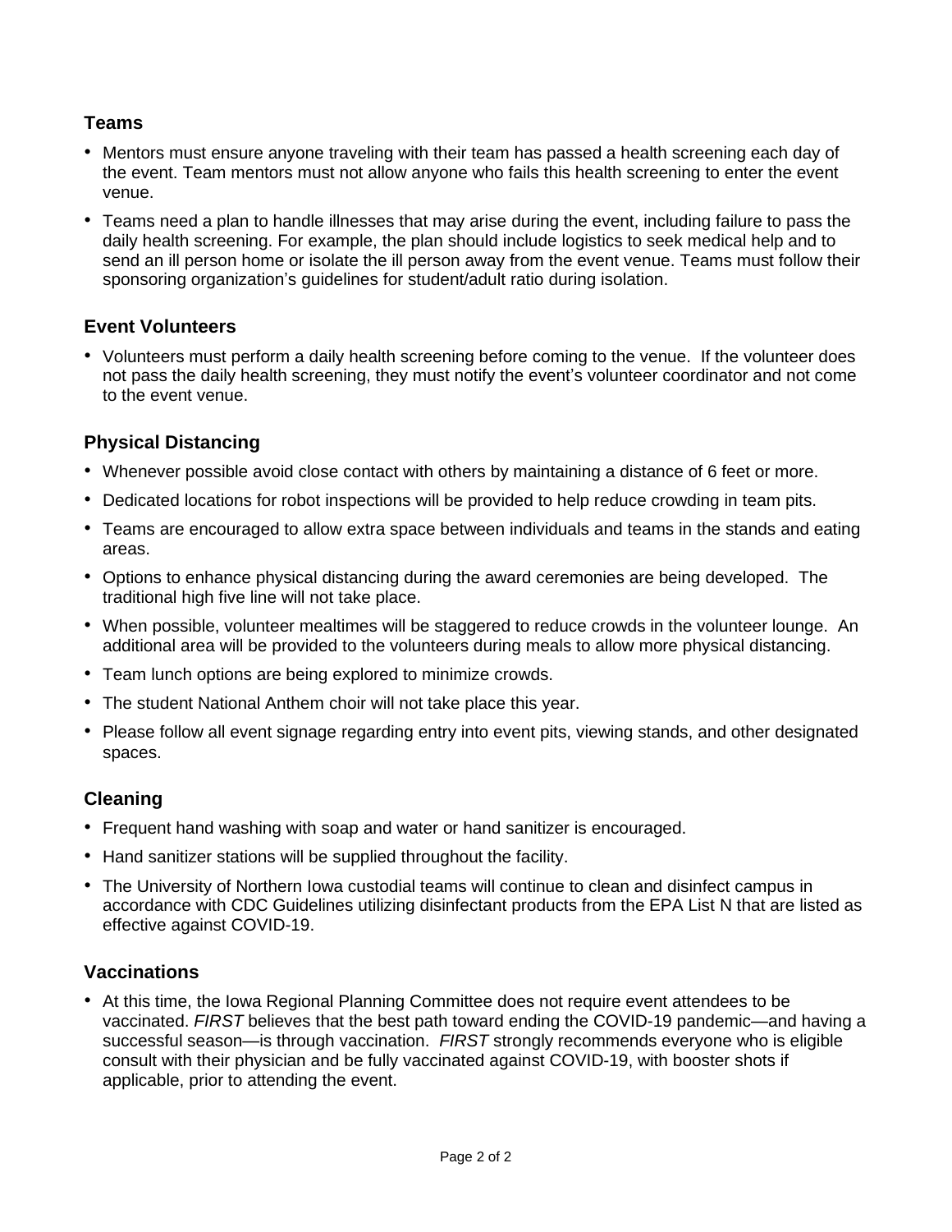### Teams

- Mentors must ensure anyone traveling with their team has passed a health screening each day of the event. Team mentors must not allow anyone who fails this health screening to enter the event venue.
- Teams need a plan to handle illnesses that may arise during the event, including failure to pass the daily health screening. For example, the plan should include logistics to seek medical help and to send an ill person home or isolate the ill person away from the event venue. Teams must follow their sponsoring organization's guidelines for student/adult ratio during isolation.

### Event Volunteers

- Volunteers must perform a daily health screening before coming to the venue. If the volunteer does not pass the daily health screening, they must notify the event's volunteer coordinator and not come to the event venue.

### Physical Distancing

- Whenever possible avoid close contact with others by maintaining a distance of 6 feet or more.
- Dedicated locations for robot inspections will be provided to help reduce crowding in team pits.
- Teams are encouraged to allow extra space between individuals and teams in the stands and eating areas.
- Options to enhance physical distancing during the award ceremonies are being developed. The traditional high five line will not take place.
- When possible, volunteer mealtimes will be staggered to reduce crowds in the volunteer lounge. An additional area will be provided to the volunteers during meals to allow more physical distancing.
- Team lunch options are being explored to minimize crowds.
- The student National Anthem choir will not take place this year.
- Please follow all event signage regarding entry into event pits, viewing stands, and other designated spaces.

### Cleaning

- Frequent hand washing with soap and water or hand sanitizer is encouraged.
- Hand sanitizer stations will be supplied throughout the facility.
- The University of Northern Iowa custodial teams will continue to clean and disinfect campus in accordance with CDC Guidelines utilizing disinfectant products from the EPA List N that are listed as effective against COVID-19.

### Vaccinations

- At this time, the Iowa Regional Planning Committee does not require event attendees to be vaccinated. *FIRST* believes that the best path toward ending the COVID-19 pandemic—and having a successful season—is through vaccination. *FIRST* strongly recommends everyone who is eligible consult with their physician and be fully vaccinated against COVID-19, with booster shots if applicable, prior to attending the event.